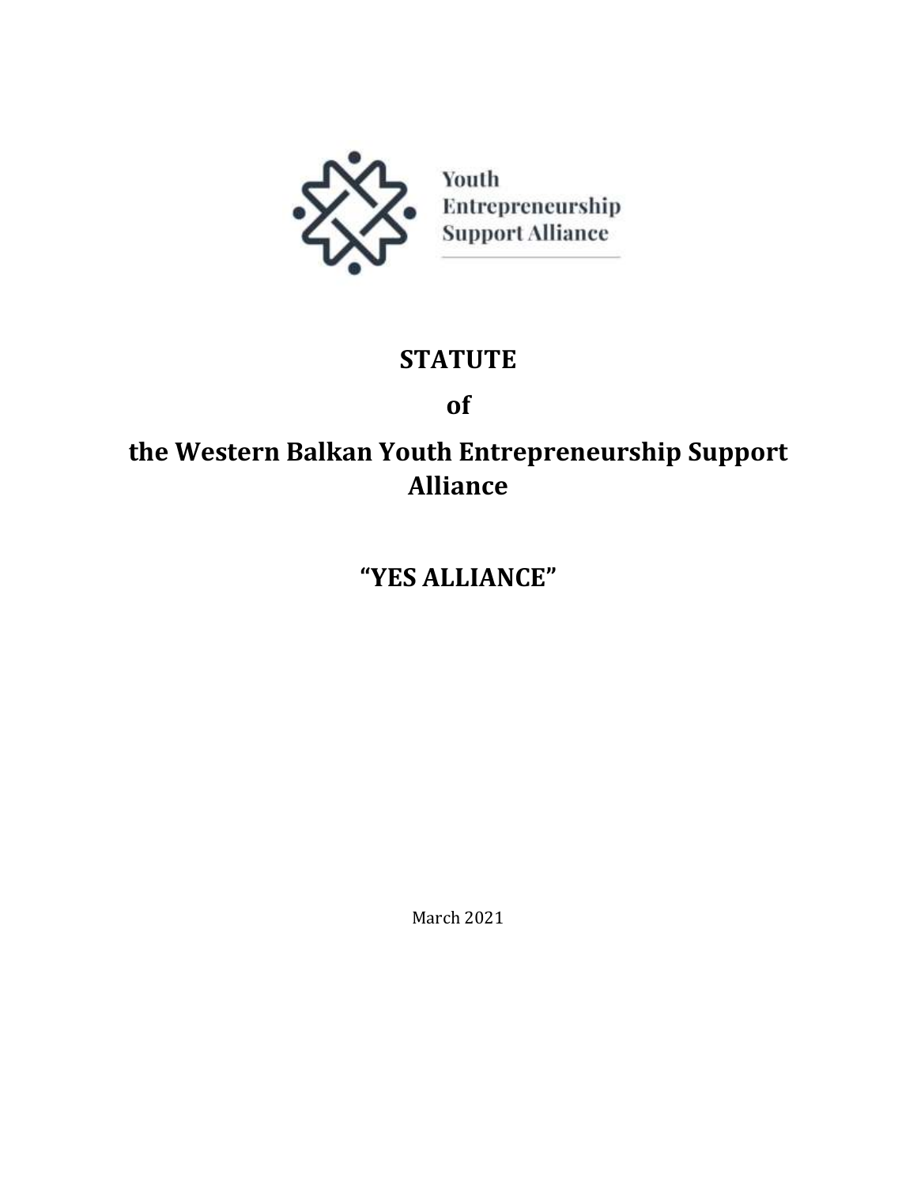Youth
Entrepreneurship
Support Alliance

# STATUTE

# of

# the Western Balkan Youth Entrepreneurship Support Alliance

# "YES ALLIANCE"

March 2021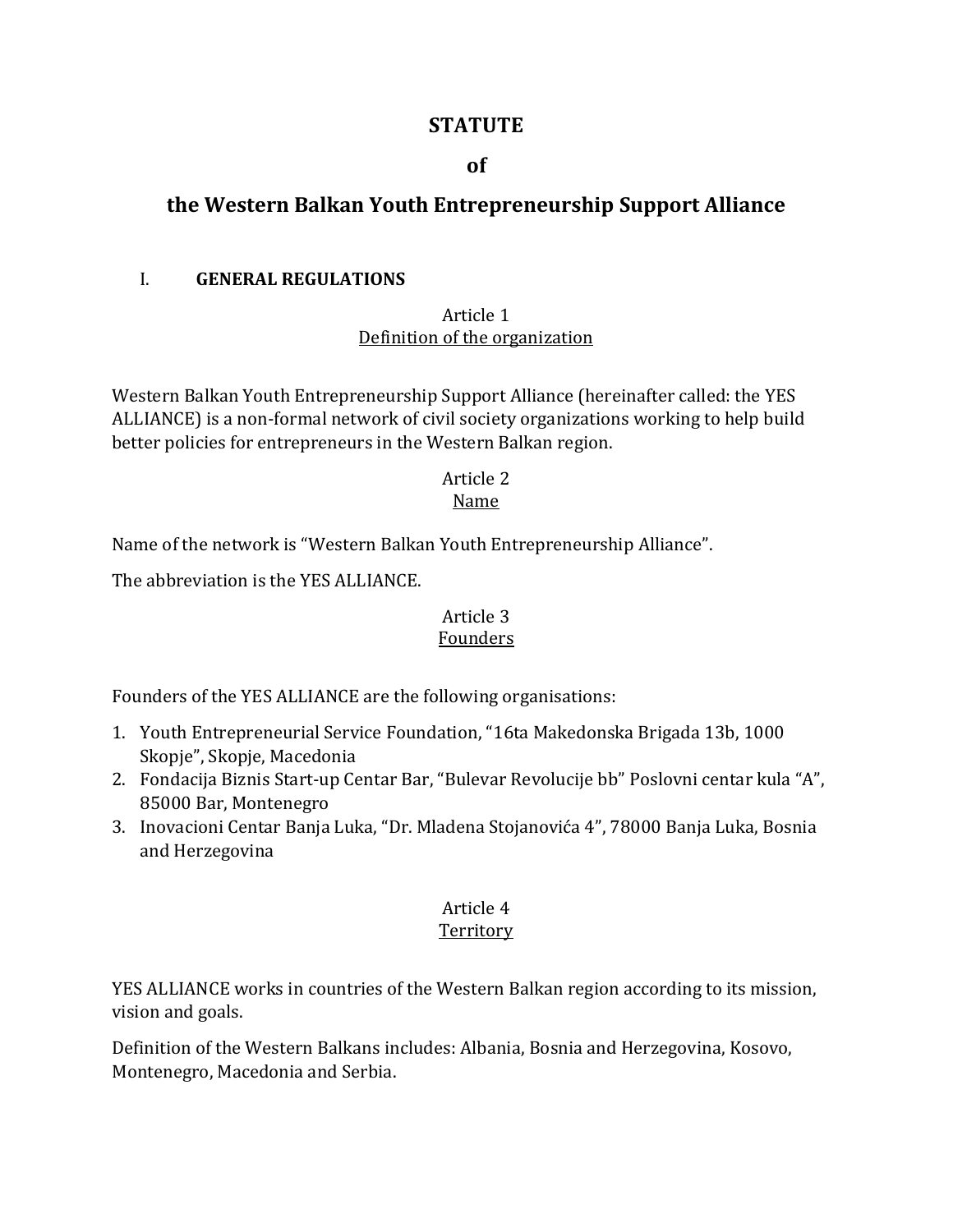# STATUTE

# of

# the Western Balkan Youth Entrepreneurship Support Alliance

## I. GENERAL REGULATIONS

### Article 1
### Definition of the organization

Western Balkan Youth Entrepreneurship Support Alliance (hereinafter called: the YES ALLIANCE) is a non-formal network of civil society organizations working to help build better policies for entrepreneurs in the Western Balkan region.

### Article 2
### Name

Name of the network is "Western Balkan Youth Entrepreneurship Alliance".

The abbreviation is the YES ALLIANCE.

### Article 3
### Founders

Founders of the YES ALLIANCE are the following organisations:

1. Youth Entrepreneurial Service Foundation, "16ta Makedonska Brigada 13b, 1000 Skopje", Skopje, Macedonia
2. Fondacija Biznis Start-up Centar Bar, "Bulevar Revolucije bb" Poslovni centar kula "A", 85000 Bar, Montenegro
3. Inovacioni Centar Banja Luka, "Dr. Mladena Stojanovića 4", 78000 Banja Luka, Bosnia and Herzegovina

### Article 4
### Territory

YES ALLIANCE works in countries of the Western Balkan region according to its mission, vision and goals.

Definition of the Western Balkans includes: Albania, Bosnia and Herzegovina, Kosovo, Montenegro, Macedonia and Serbia.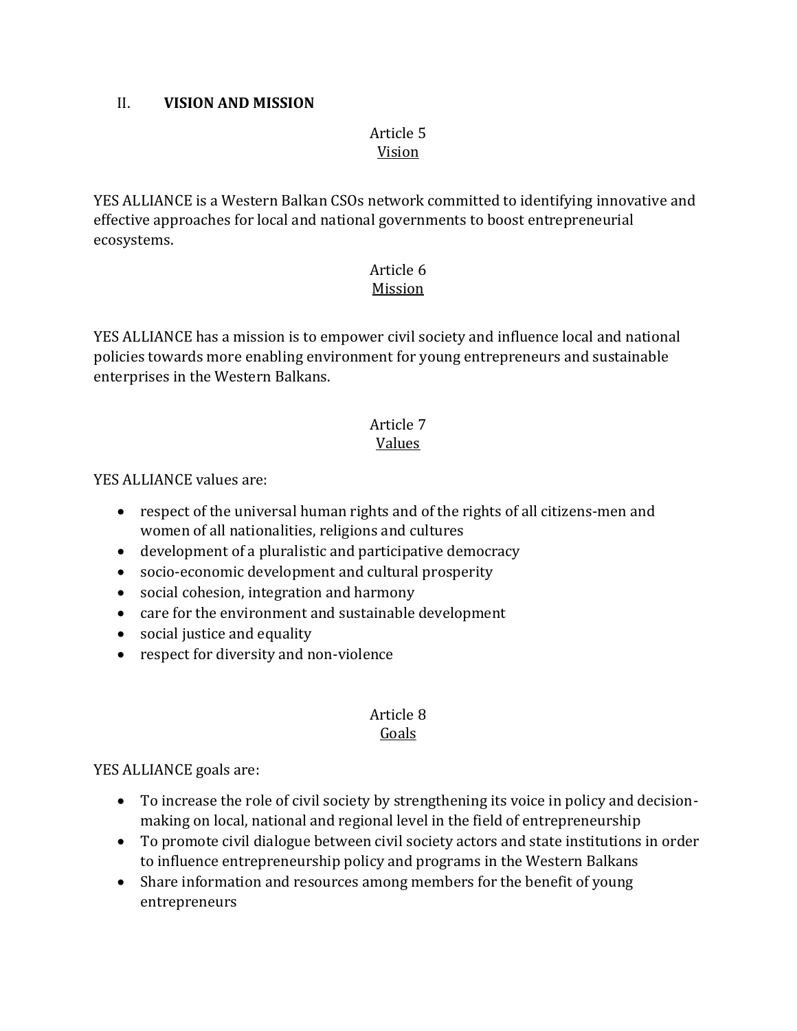## II. VISION AND MISSION

Article 5
Vision

YES ALLIANCE is a Western Balkan CSOs network committed to identifying innovative and effective approaches for local and national governments to boost entrepreneurial ecosystems.

Article 6
Mission

YES ALLIANCE has a mission is to empower civil society and influence local and national policies towards more enabling environment for young entrepreneurs and sustainable enterprises in the Western Balkans.

Article 7
Values

YES ALLIANCE values are:

- respect of the universal human rights and of the rights of all citizens-men and women of all nationalities, religions and cultures
- development of a pluralistic and participative democracy
- socio-economic development and cultural prosperity
- social cohesion, integration and harmony
- care for the environment and sustainable development
- social justice and equality
- respect for diversity and non-violence

Article 8
Goals

YES ALLIANCE goals are:

- To increase the role of civil society by strengthening its voice in policy and decision-making on local, national and regional level in the field of entrepreneurship
- To promote civil dialogue between civil society actors and state institutions in order to influence entrepreneurship policy and programs in the Western Balkans
- Share information and resources among members for the benefit of young entrepreneurs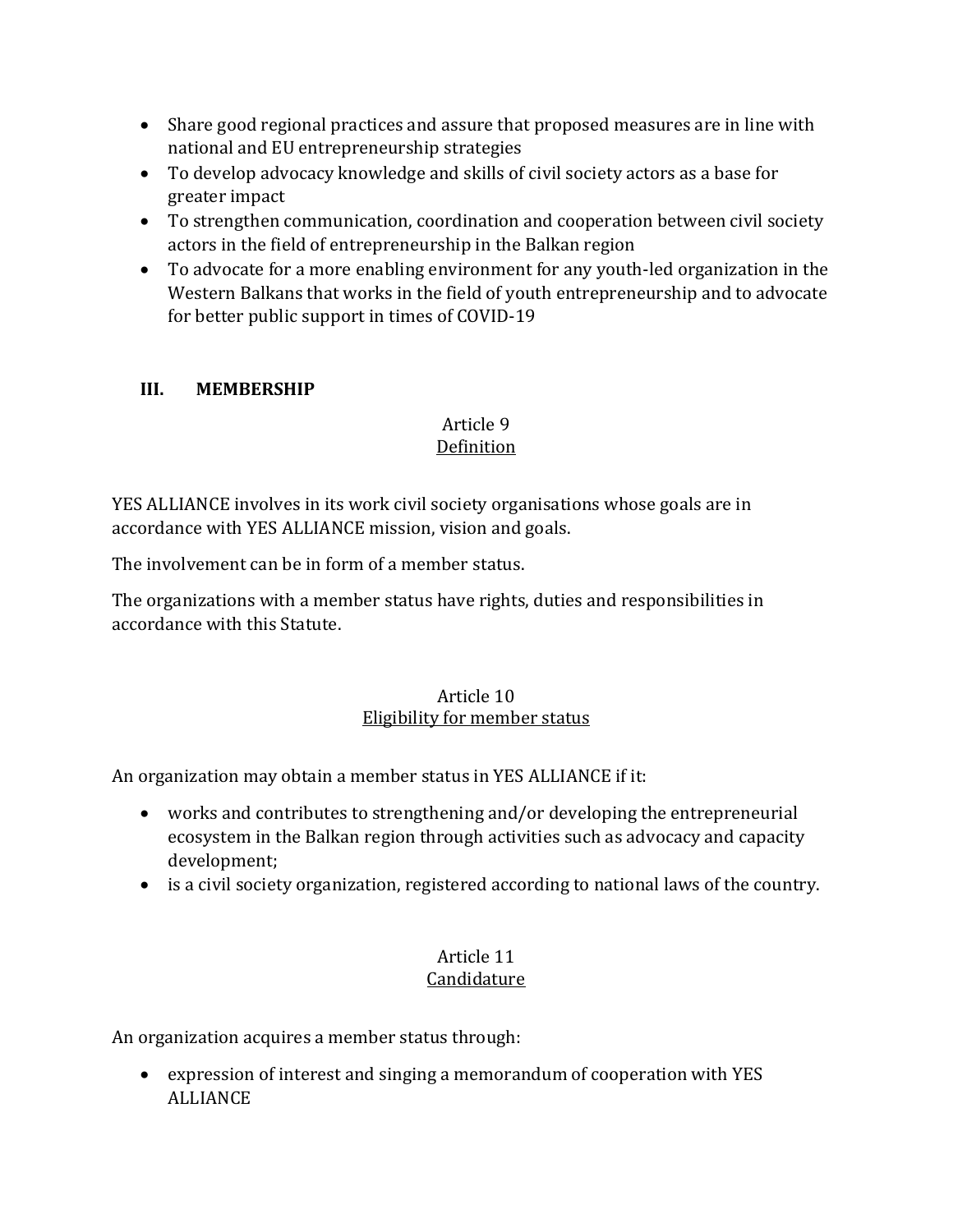- Share good regional practices and assure that proposed measures are in line with national and EU entrepreneurship strategies
- To develop advocacy knowledge and skills of civil society actors as a base for greater impact
- To strengthen communication, coordination and cooperation between civil society actors in the field of entrepreneurship in the Balkan region
- To advocate for a more enabling environment for any youth-led organization in the Western Balkans that works in the field of youth entrepreneurship and to advocate for better public support in times of COVID-19

## III. MEMBERSHIP

### Article 9
### Definition

YES ALLIANCE involves in its work civil society organisations whose goals are in accordance with YES ALLIANCE mission, vision and goals.

The involvement can be in form of a member status.

The organizations with a member status have rights, duties and responsibilities in accordance with this Statute.

### Article 10
### Eligibility for member status

An organization may obtain a member status in YES ALLIANCE if it:

- works and contributes to strengthening and/or developing the entrepreneurial ecosystem in the Balkan region through activities such as advocacy and capacity development;
- is a civil society organization, registered according to national laws of the country.

### Article 11
### Candidature

An organization acquires a member status through:

- expression of interest and singing a memorandum of cooperation with YES ALLIANCE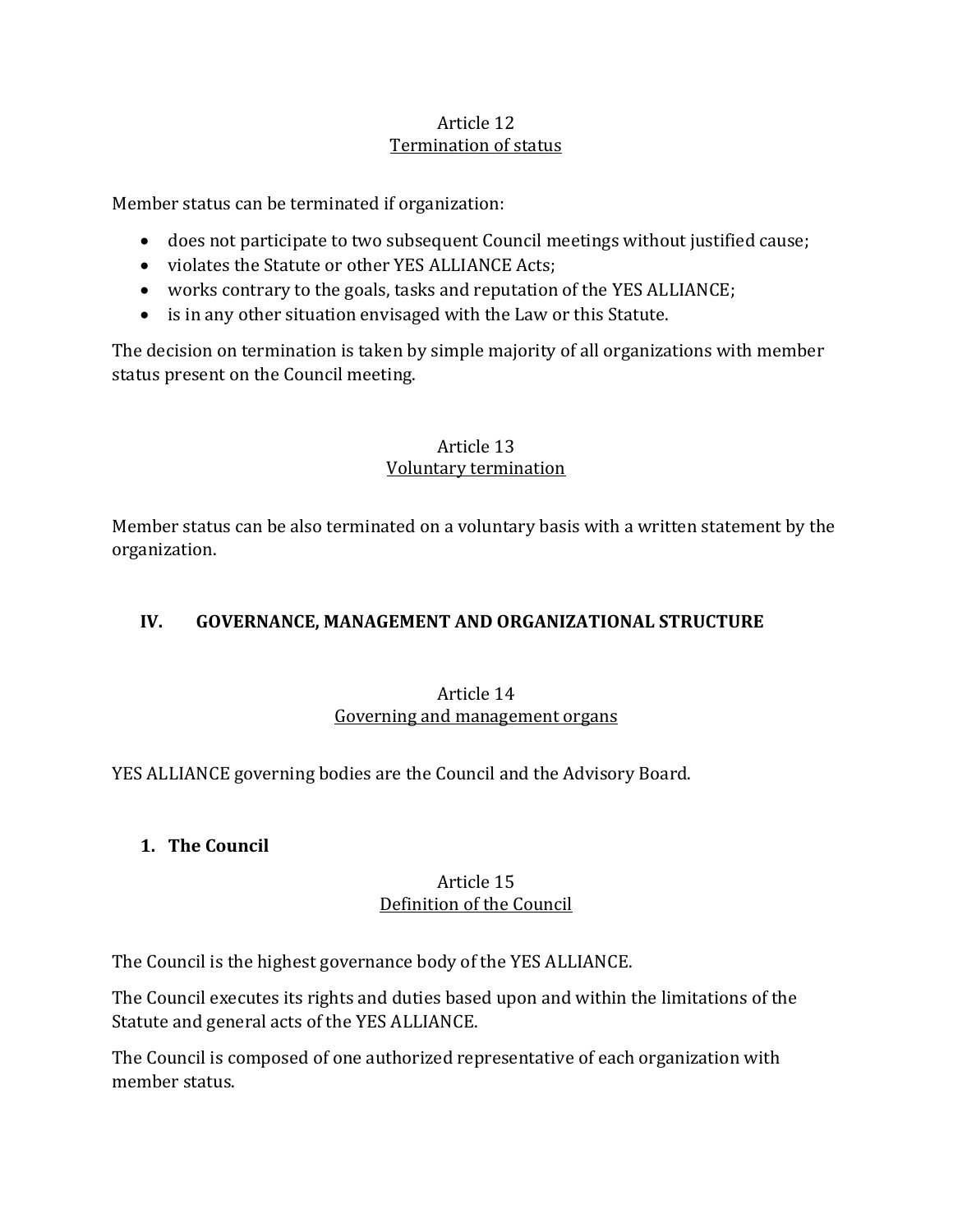### Article 12
### Termination of status

Member status can be terminated if organization:

- does not participate to two subsequent Council meetings without justified cause;
- violates the Statute or other YES ALLIANCE Acts;
- works contrary to the goals, tasks and reputation of the YES ALLIANCE;
- is in any other situation envisaged with the Law or this Statute.

The decision on termination is taken by simple majority of all organizations with member status present on the Council meeting.

### Article 13
### Voluntary termination

Member status can be also terminated on a voluntary basis with a written statement by the organization.

## IV. GOVERNANCE, MANAGEMENT AND ORGANIZATIONAL STRUCTURE

### Article 14
### Governing and management organs

YES ALLIANCE governing bodies are the Council and the Advisory Board.

**1. The Council**

### Article 15
### Definition of the Council

The Council is the highest governance body of the YES ALLIANCE.

The Council executes its rights and duties based upon and within the limitations of the Statute and general acts of the YES ALLIANCE.

The Council is composed of one authorized representative of each organization with member status.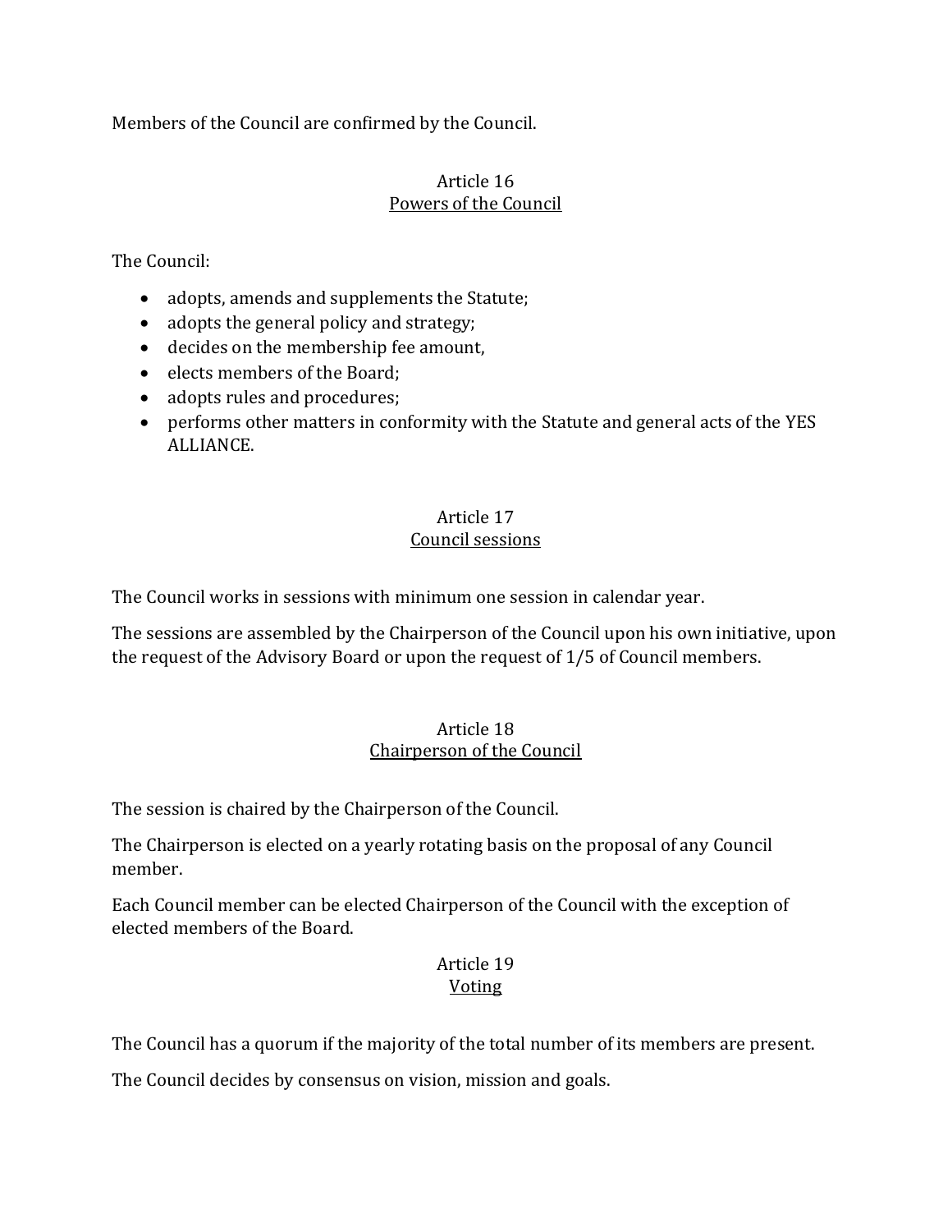Members of the Council are confirmed by the Council.

## Article 16
### Powers of the Council

The Council:

- adopts, amends and supplements the Statute;
- adopts the general policy and strategy;
- decides on the membership fee amount,
- elects members of the Board;
- adopts rules and procedures;
- performs other matters in conformity with the Statute and general acts of the YES ALLIANCE.

## Article 17
### Council sessions

The Council works in sessions with minimum one session in calendar year.

The sessions are assembled by the Chairperson of the Council upon his own initiative, upon the request of the Advisory Board or upon the request of 1/5 of Council members.

## Article 18
### Chairperson of the Council

The session is chaired by the Chairperson of the Council.

The Chairperson is elected on a yearly rotating basis on the proposal of any Council member.

Each Council member can be elected Chairperson of the Council with the exception of elected members of the Board.

## Article 19
### Voting

The Council has a quorum if the majority of the total number of its members are present.

The Council decides by consensus on vision, mission and goals.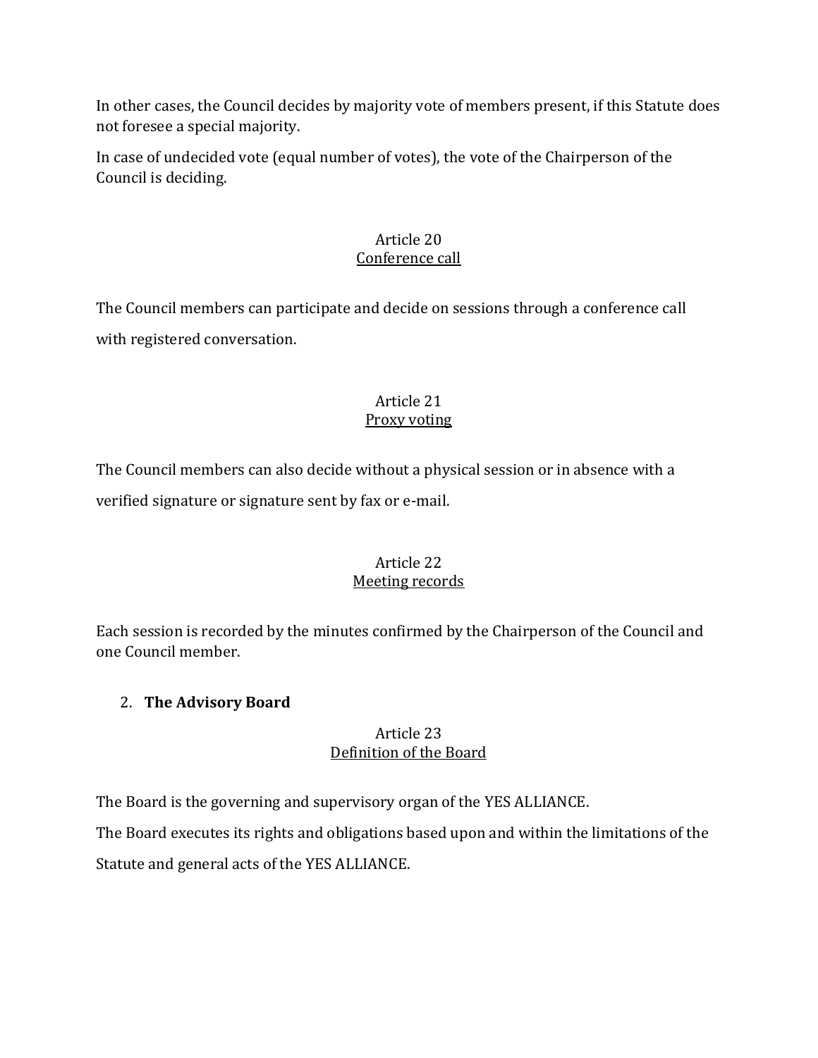In other cases, the Council decides by majority vote of members present, if this Statute does not foresee a special majority.

In case of undecided vote (equal number of votes), the vote of the Chairperson of the Council is deciding.

### Article 20
<u>Conference call</u>

The Council members can participate and decide on sessions through a conference call with registered conversation.

### Article 21
<u>Proxy voting</u>

The Council members can also decide without a physical session or in absence with a verified signature or signature sent by fax or e-mail.

### Article 22
<u>Meeting records</u>

Each session is recorded by the minutes confirmed by the Chairperson of the Council and one Council member.

2. **The Advisory Board**

### Article 23
<u>Definition of the Board</u>

The Board is the governing and supervisory organ of the YES ALLIANCE.

The Board executes its rights and obligations based upon and within the limitations of the Statute and general acts of the YES ALLIANCE.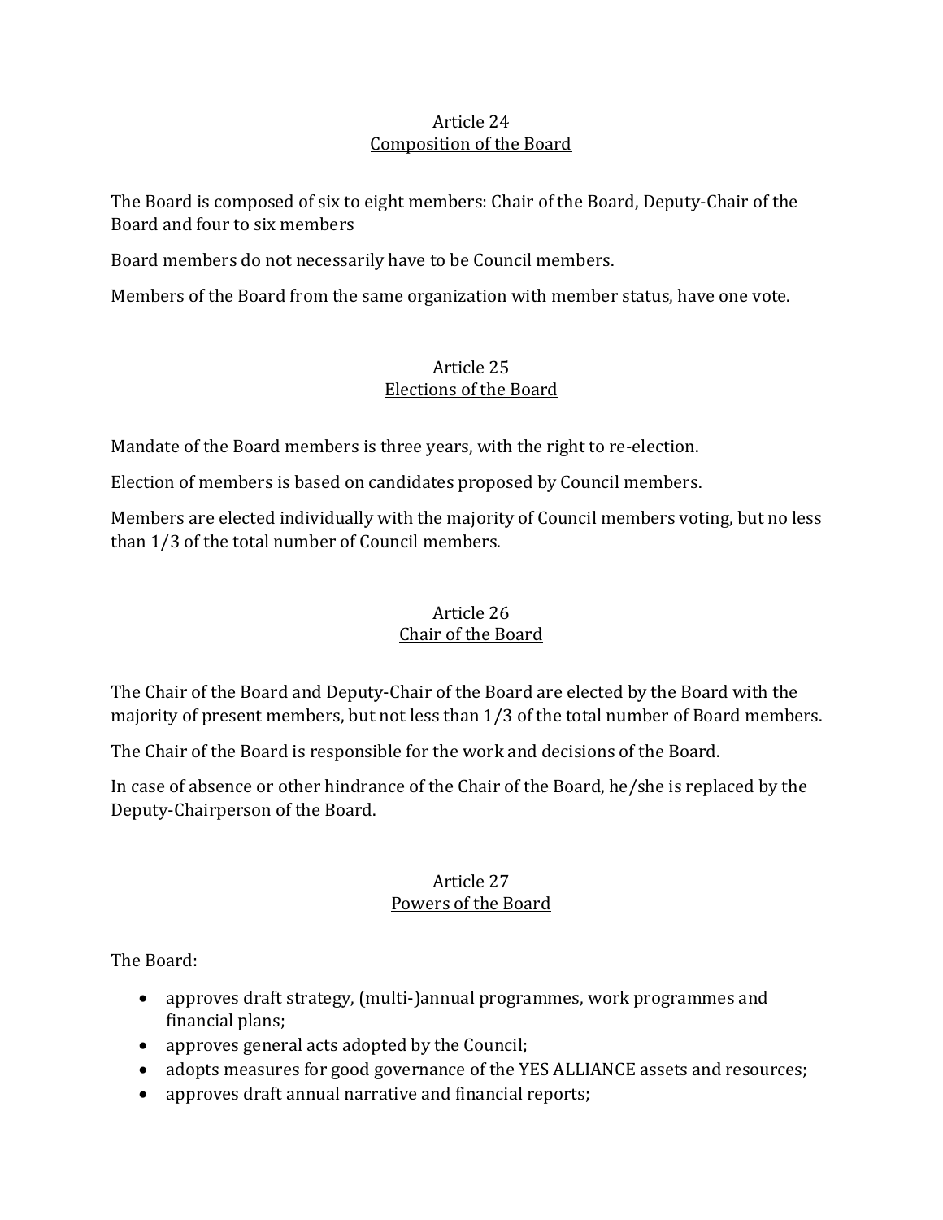## Article 24
## Composition of the Board

The Board is composed of six to eight members: Chair of the Board, Deputy-Chair of the Board and four to six members

Board members do not necessarily have to be Council members.

Members of the Board from the same organization with member status, have one vote.

## Article 25
## Elections of the Board

Mandate of the Board members is three years, with the right to re-election.

Election of members is based on candidates proposed by Council members.

Members are elected individually with the majority of Council members voting, but no less than 1/3 of the total number of Council members.

## Article 26
## Chair of the Board

The Chair of the Board and Deputy-Chair of the Board are elected by the Board with the majority of present members, but not less than 1/3 of the total number of Board members.

The Chair of the Board is responsible for the work and decisions of the Board.

In case of absence or other hindrance of the Chair of the Board, he/she is replaced by the Deputy-Chairperson of the Board.

## Article 27
## Powers of the Board

The Board:

- approves draft strategy, (multi-)annual programmes, work programmes and financial plans;
- approves general acts adopted by the Council;
- adopts measures for good governance of the YES ALLIANCE assets and resources;
- approves draft annual narrative and financial reports;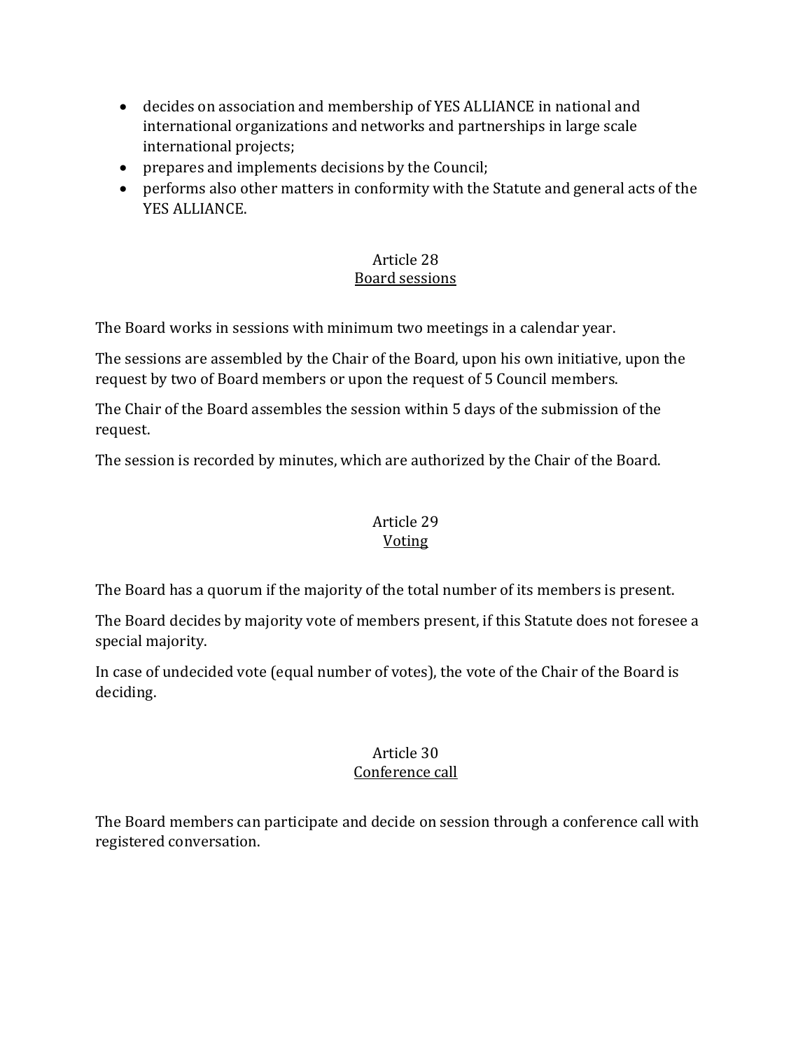- decides on association and membership of YES ALLIANCE in national and international organizations and networks and partnerships in large scale international projects;
- prepares and implements decisions by the Council;
- performs also other matters in conformity with the Statute and general acts of the YES ALLIANCE.

### Article 28
### Board sessions

The Board works in sessions with minimum two meetings in a calendar year.

The sessions are assembled by the Chair of the Board, upon his own initiative, upon the request by two of Board members or upon the request of 5 Council members.

The Chair of the Board assembles the session within 5 days of the submission of the request.

The session is recorded by minutes, which are authorized by the Chair of the Board.

### Article 29
### Voting

The Board has a quorum if the majority of the total number of its members is present.

The Board decides by majority vote of members present, if this Statute does not foresee a special majority.

In case of undecided vote (equal number of votes), the vote of the Chair of the Board is deciding.

### Article 30
### Conference call

The Board members can participate and decide on session through a conference call with registered conversation.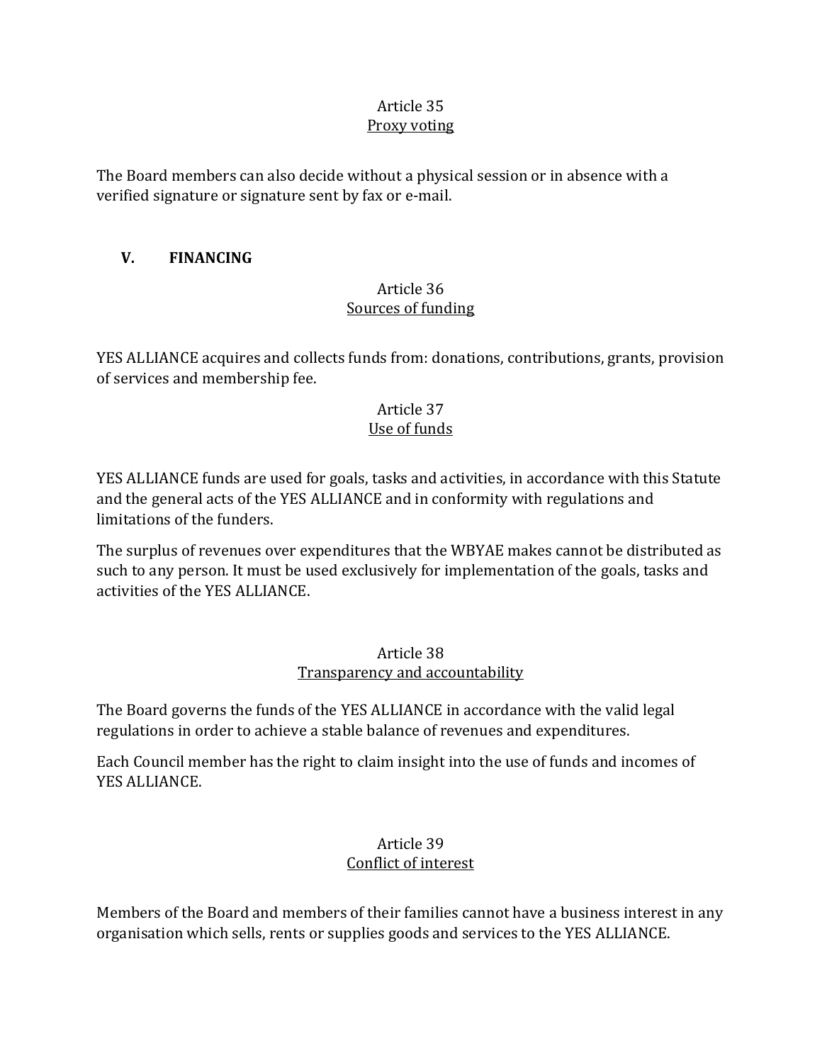Article 35

<u>Proxy voting</u>

The Board members can also decide without a physical session or in absence with a verified signature or signature sent by fax or e-mail.

## V. FINANCING

Article 36

<u>Sources of funding</u>

YES ALLIANCE acquires and collects funds from: donations, contributions, grants, provision of services and membership fee.

Article 37

<u>Use of funds</u>

YES ALLIANCE funds are used for goals, tasks and activities, in accordance with this Statute and the general acts of the YES ALLIANCE and in conformity with regulations and limitations of the funders.

The surplus of revenues over expenditures that the WBYAE makes cannot be distributed as such to any person. It must be used exclusively for implementation of the goals, tasks and activities of the YES ALLIANCE.

Article 38

<u>Transparency and accountability</u>

The Board governs the funds of the YES ALLIANCE in accordance with the valid legal regulations in order to achieve a stable balance of revenues and expenditures.

Each Council member has the right to claim insight into the use of funds and incomes of YES ALLIANCE.

Article 39

<u>Conflict of interest</u>

Members of the Board and members of their families cannot have a business interest in any organisation which sells, rents or supplies goods and services to the YES ALLIANCE.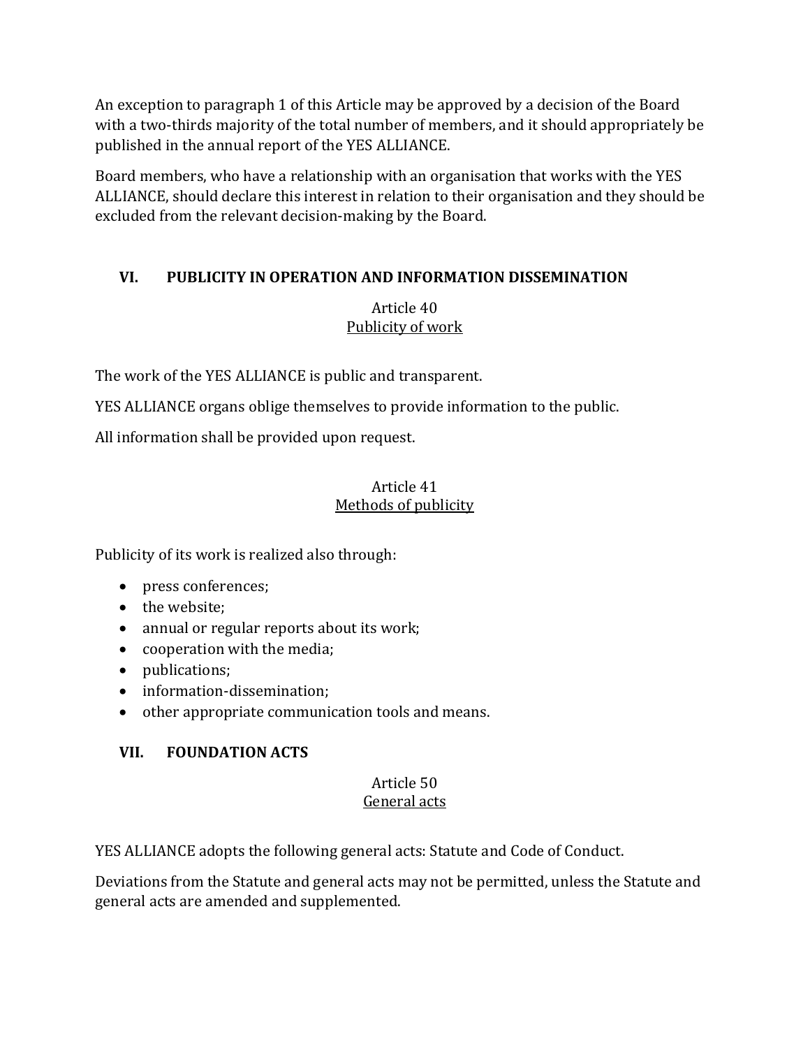An exception to paragraph 1 of this Article may be approved by a decision of the Board with a two-thirds majority of the total number of members, and it should appropriately be published in the annual report of the YES ALLIANCE.

Board members, who have a relationship with an organisation that works with the YES ALLIANCE, should declare this interest in relation to their organisation and they should be excluded from the relevant decision-making by the Board.

## VI. PUBLICITY IN OPERATION AND INFORMATION DISSEMINATION

### Article 40
<u>Publicity of work</u>

The work of the YES ALLIANCE is public and transparent.

YES ALLIANCE organs oblige themselves to provide information to the public.

All information shall be provided upon request.

### Article 41
<u>Methods of publicity</u>

Publicity of its work is realized also through:

- press conferences;
- the website;
- annual or regular reports about its work;
- cooperation with the media;
- publications;
- information-dissemination;
- other appropriate communication tools and means.

## VII. FOUNDATION ACTS

### Article 50
<u>General acts</u>

YES ALLIANCE adopts the following general acts: Statute and Code of Conduct.

Deviations from the Statute and general acts may not be permitted, unless the Statute and general acts are amended and supplemented.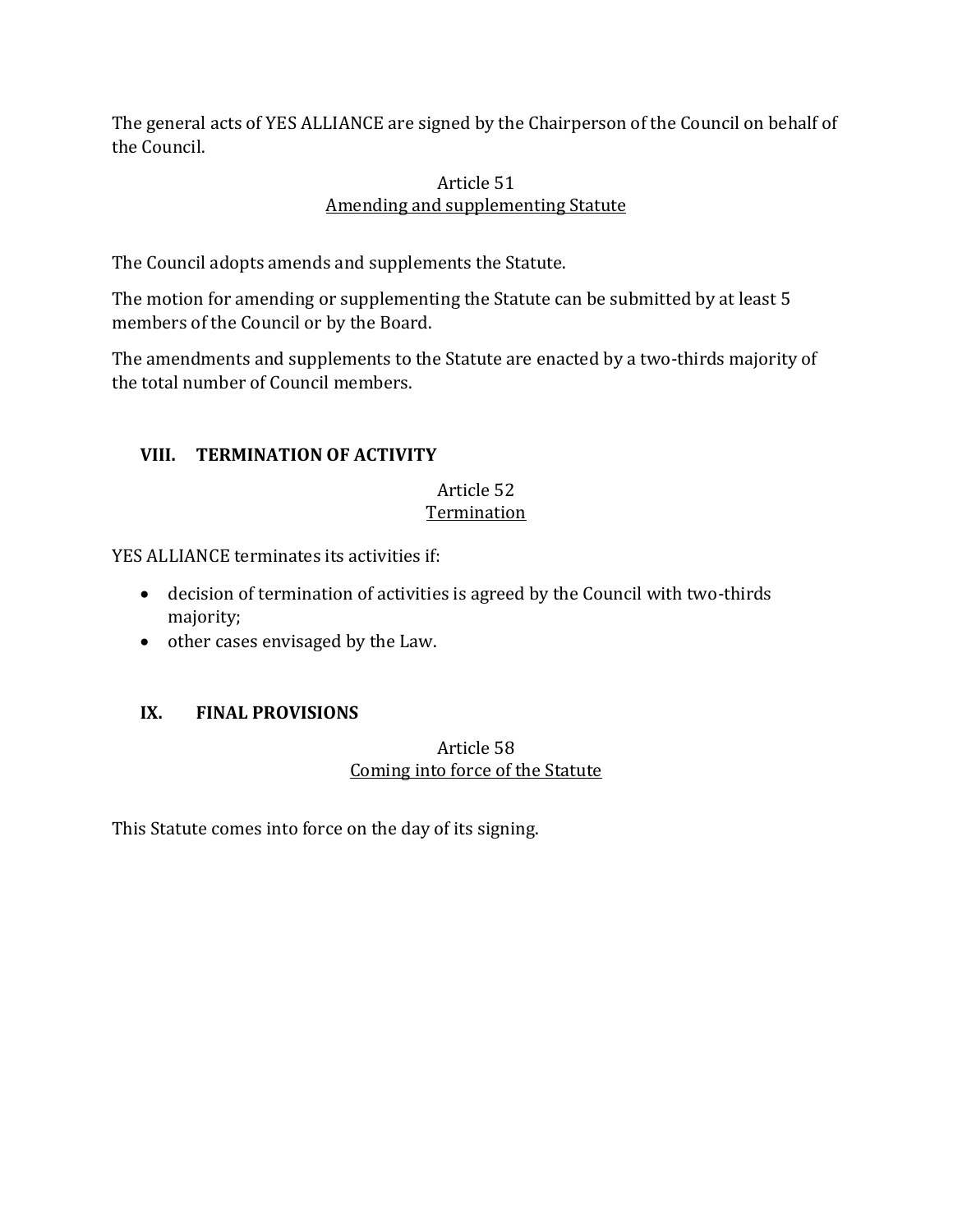The general acts of YES ALLIANCE are signed by the Chairperson of the Council on behalf of the Council.

### Article 51
<u>Amending and supplementing Statute</u>

The Council adopts amends and supplements the Statute.

The motion for amending or supplementing the Statute can be submitted by at least 5 members of the Council or by the Board.

The amendments and supplements to the Statute are enacted by a two-thirds majority of the total number of Council members.

## VIII. TERMINATION OF ACTIVITY

### Article 52
<u>Termination</u>

YES ALLIANCE terminates its activities if:

- decision of termination of activities is agreed by the Council with two-thirds majority;
- other cases envisaged by the Law.

## IX. FINAL PROVISIONS

### Article 58
<u>Coming into force of the Statute</u>

This Statute comes into force on the day of its signing.